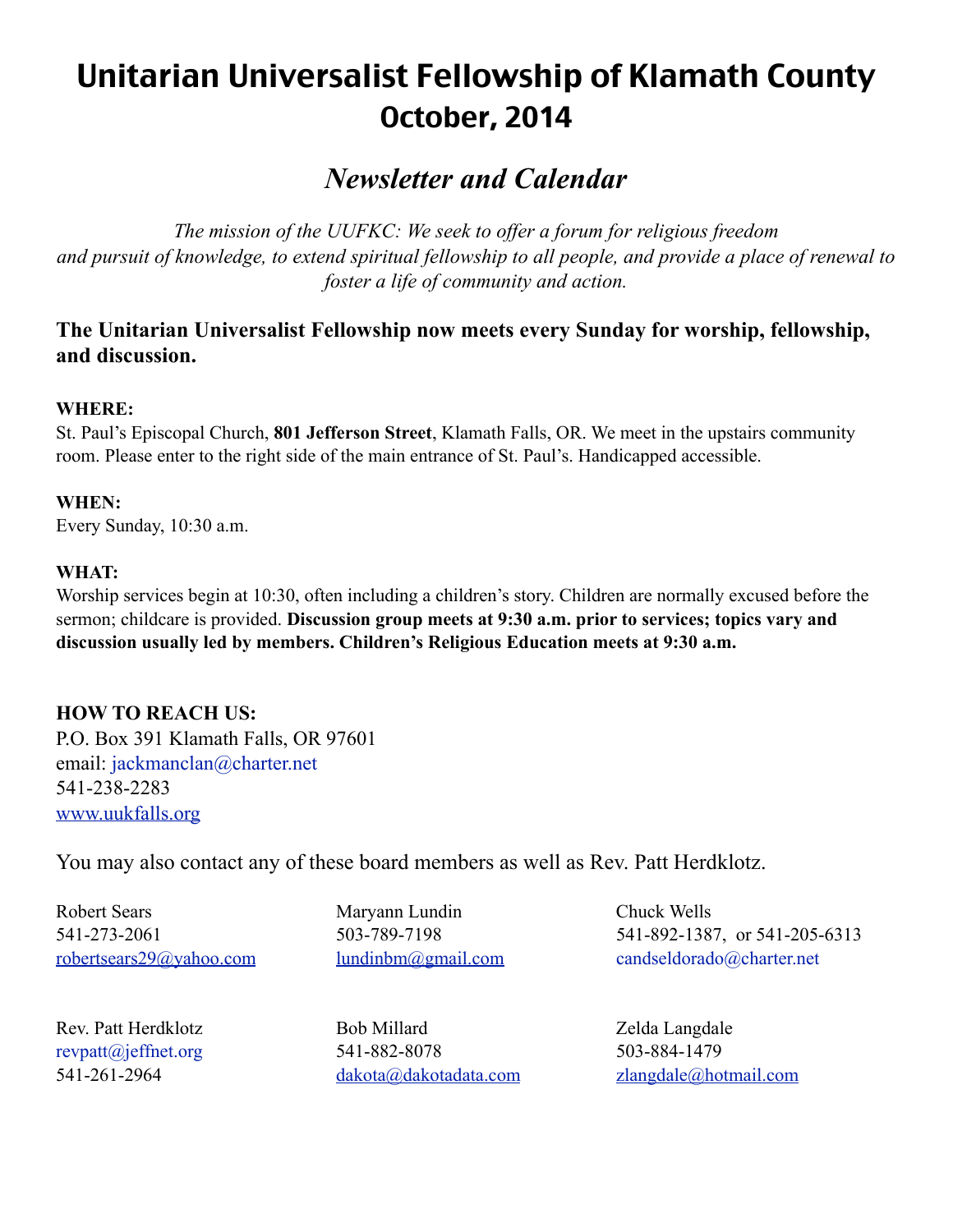# Unitarian Universalist Fellowship of Klamath County
# October, 2014

## *Newsletter and Calendar*

*The mission of the UUFKC: We seek to offer a forum for religious freedom and pursuit of knowledge, to extend spiritual fellowship to all people, and provide a place of renewal to foster a life of community and action.*

### The Unitarian Universalist Fellowship now meets every Sunday for worship, fellowship, and discussion.

**WHERE:**
St. Paul's Episcopal Church, **801 Jefferson Street**, Klamath Falls, OR. We meet in the upstairs community room. Please enter to the right side of the main entrance of St. Paul's. Handicapped accessible.

**WHEN:**
Every Sunday, 10:30 a.m.

**WHAT:**
Worship services begin at 10:30, often including a children's story. Children are normally excused before the sermon; childcare is provided. **Discussion group meets at 9:30 a.m. prior to services; topics vary and discussion usually led by members. Children's Religious Education meets at 9:30 a.m.**

**HOW TO REACH US:**
P.O. Box 391 Klamath Falls, OR 97601
email: jackmanclan@charter.net
541-238-2283
www.uukfalls.org

You may also contact any of these board members as well as Rev. Patt Herdklotz.

Robert Sears
541-273-2061
robertsears29@yahoo.com

Maryann Lundin
503-789-7198
lundinbm@gmail.com

Chuck Wells
541-892-1387, or 541-205-6313
candseldorado@charter.net

Rev. Patt Herdklotz
revpatt@jeffnet.org
541-261-2964

Bob Millard
541-882-8078
dakota@dakotadata.com

Zelda Langdale
503-884-1479
zlangdale@hotmail.com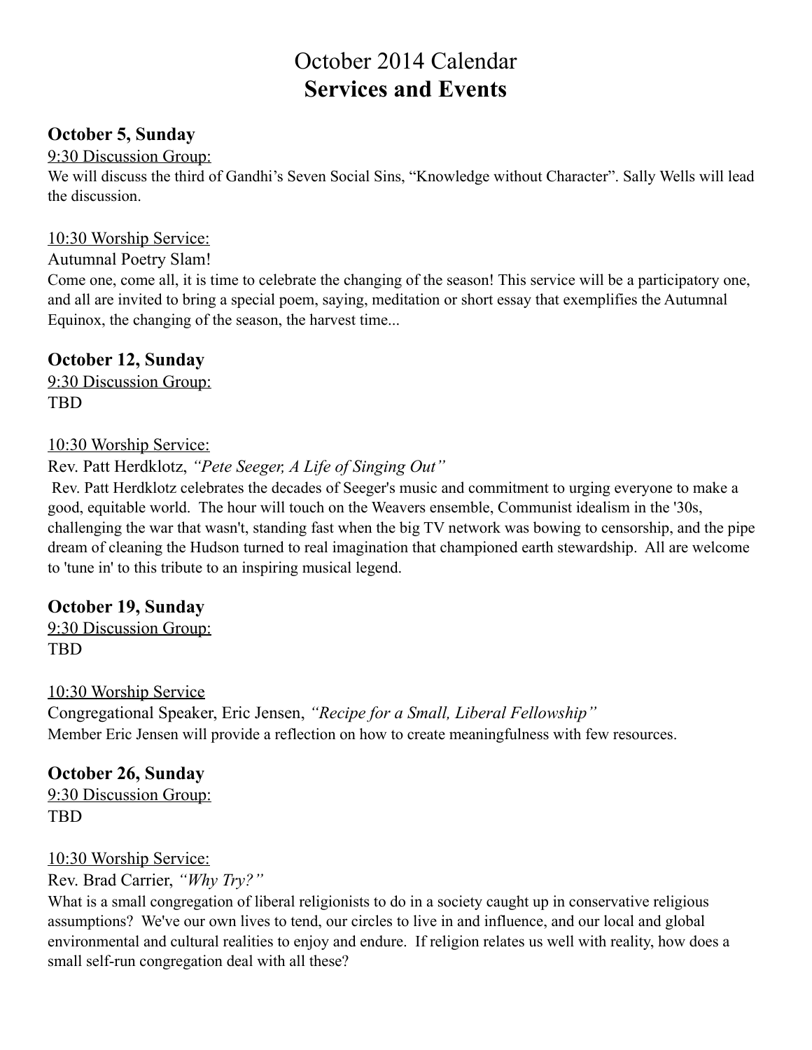# October 2014 Calendar
# **Services and Events**

## October 5, Sunday

9:30 Discussion Group:
We will discuss the third of Gandhi's Seven Social Sins, "Knowledge without Character". Sally Wells will lead the discussion.

10:30 Worship Service:
Autumnal Poetry Slam!
Come one, come all, it is time to celebrate the changing of the season! This service will be a participatory one, and all are invited to bring a special poem, saying, meditation or short essay that exemplifies the Autumnal Equinox, the changing of the season, the harvest time...

## October 12, Sunday

9:30 Discussion Group:
TBD

10:30 Worship Service:
Rev. Patt Herdklotz, *"Pete Seeger, A Life of Singing Out"*
Rev. Patt Herdklotz celebrates the decades of Seeger's music and commitment to urging everyone to make a good, equitable world. The hour will touch on the Weavers ensemble, Communist idealism in the '30s, challenging the war that wasn't, standing fast when the big TV network was bowing to censorship, and the pipe dream of cleaning the Hudson turned to real imagination that championed earth stewardship. All are welcome to 'tune in' to this tribute to an inspiring musical legend.

## October 19, Sunday

9:30 Discussion Group:
TBD

10:30 Worship Service
Congregational Speaker, Eric Jensen, *"Recipe for a Small, Liberal Fellowship"*
Member Eric Jensen will provide a reflection on how to create meaningfulness with few resources.

## October 26, Sunday

9:30 Discussion Group:
TBD

10:30 Worship Service:
Rev. Brad Carrier, *"Why Try?"*
What is a small congregation of liberal religionists to do in a society caught up in conservative religious assumptions? We've our own lives to tend, our circles to live in and influence, and our local and global environmental and cultural realities to enjoy and endure. If religion relates us well with reality, how does a small self-run congregation deal with all these?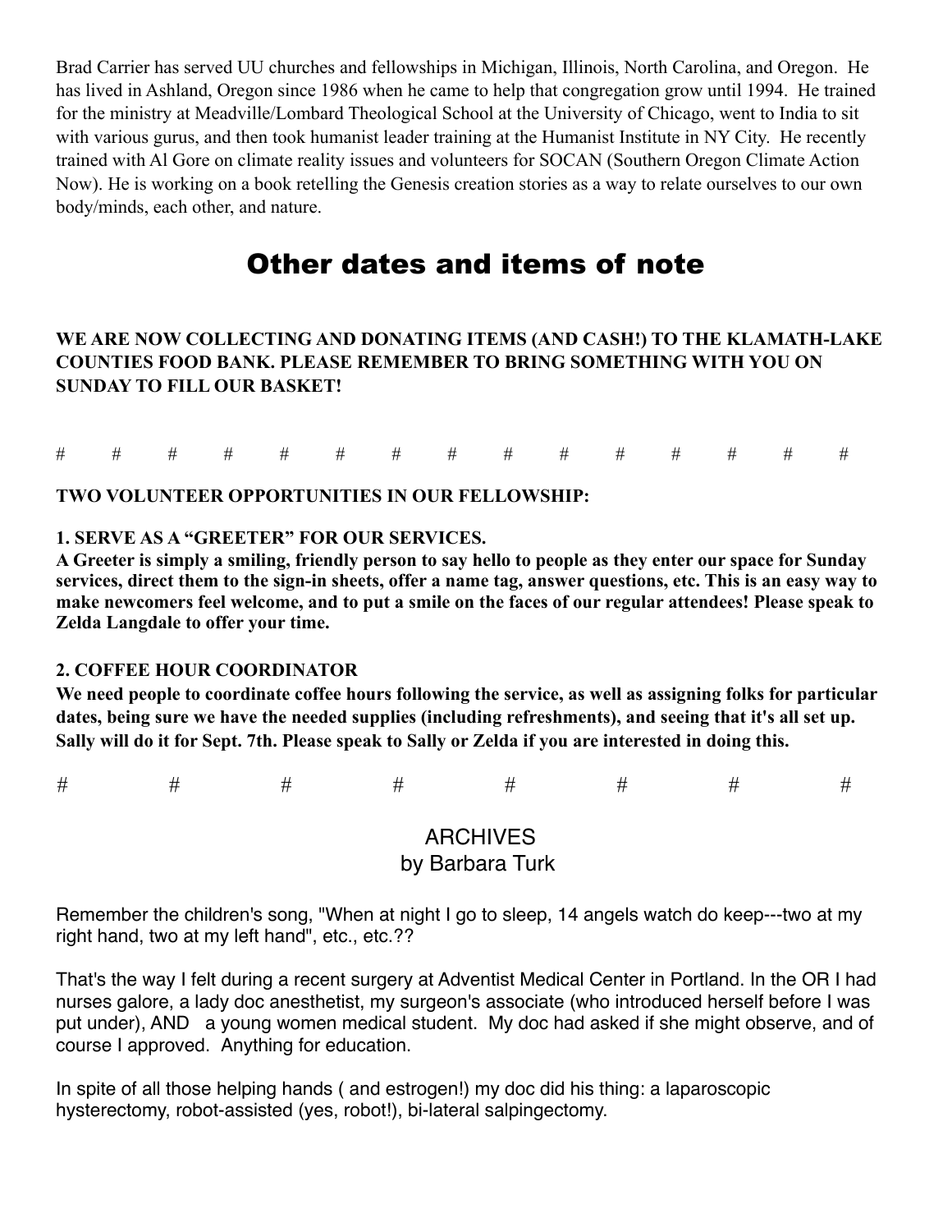Brad Carrier has served UU churches and fellowships in Michigan, Illinois, North Carolina, and Oregon. He has lived in Ashland, Oregon since 1986 when he came to help that congregation grow until 1994. He trained for the ministry at Meadville/Lombard Theological School at the University of Chicago, went to India to sit with various gurus, and then took humanist leader training at the Humanist Institute in NY City. He recently trained with Al Gore on climate reality issues and volunteers for SOCAN (Southern Oregon Climate Action Now). He is working on a book retelling the Genesis creation stories as a way to relate ourselves to our own body/minds, each other, and nature.

# Other dates and items of note

**WE ARE NOW COLLECTING AND DONATING ITEMS (AND CASH!) TO THE KLAMATH-LAKE COUNTIES FOOD BANK. PLEASE REMEMBER TO BRING SOMETHING WITH YOU ON SUNDAY TO FILL OUR BASKET!**

# # # # # # # # # # # # # # #

**TWO VOLUNTEER OPPORTUNITIES IN OUR FELLOWSHIP:**

**1. SERVE AS A "GREETER" FOR OUR SERVICES.**
**A Greeter is simply a smiling, friendly person to say hello to people as they enter our space for Sunday services, direct them to the sign-in sheets, offer a name tag, answer questions, etc. This is an easy way to make newcomers feel welcome, and to put a smile on the faces of our regular attendees! Please speak to Zelda Langdale to offer your time.**

**2. COFFEE HOUR COORDINATOR**
**We need people to coordinate coffee hours following the service, as well as assigning folks for particular dates, being sure we have the needed supplies (including refreshments), and seeing that it's all set up. Sally will do it for Sept. 7th. Please speak to Sally or Zelda if you are interested in doing this.**

# # # # # # # #

## ARCHIVES
by Barbara Turk

Remember the children's song, "When at night I go to sleep, 14 angels watch do keep---two at my right hand, two at my left hand", etc., etc.??

That's the way I felt during a recent surgery at Adventist Medical Center in Portland. In the OR I had nurses galore, a lady doc anesthetist, my surgeon's associate (who introduced herself before I was put under), AND a young women medical student. My doc had asked if she might observe, and of course I approved. Anything for education.

In spite of all those helping hands ( and estrogen!) my doc did his thing: a laparoscopic hysterectomy, robot-assisted (yes, robot!), bi-lateral salpingectomy.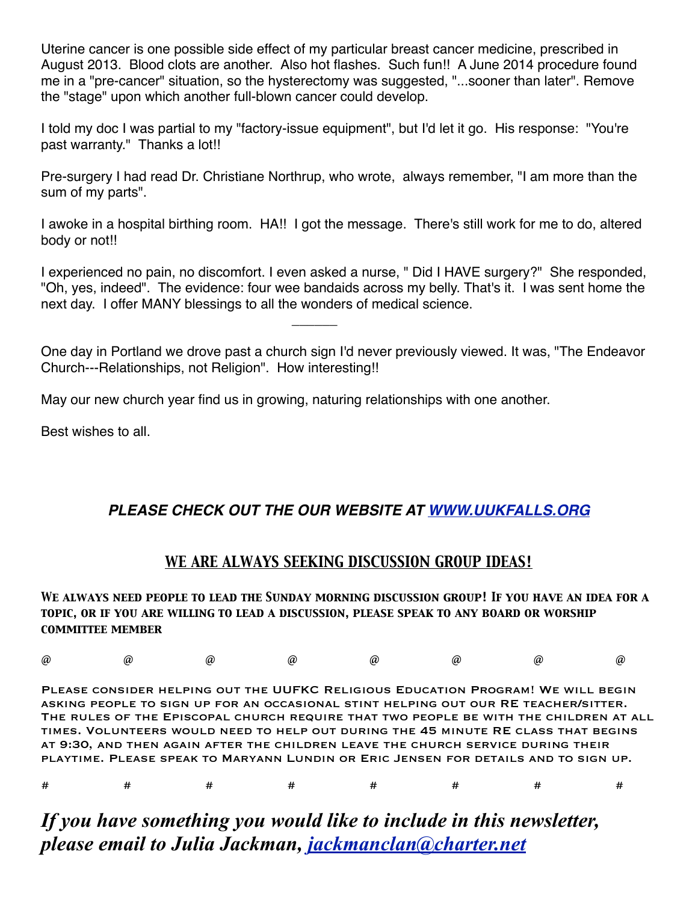Uterine cancer is one possible side effect of my particular breast cancer medicine, prescribed in August 2013. Blood clots are another. Also hot flashes. Such fun!! A June 2014 procedure found me in a "pre-cancer" situation, so the hysterectomy was suggested, "...sooner than later". Remove the "stage" upon which another full-blown cancer could develop.

I told my doc I was partial to my "factory-issue equipment", but I'd let it go. His response: "You're past warranty." Thanks a lot!!

Pre-surgery I had read Dr. Christiane Northrup, who wrote, always remember, "I am more than the sum of my parts".

I awoke in a hospital birthing room. HA!! I got the message. There's still work for me to do, altered body or not!!

I experienced no pain, no discomfort. I even asked a nurse, " Did I HAVE surgery?" She responded, "Oh, yes, indeed". The evidence: four wee bandaids across my belly. That's it. I was sent home the next day. I offer MANY blessings to all the wonders of medical science.

______

One day in Portland we drove past a church sign I'd never previously viewed. It was, "The Endeavor Church---Relationships, not Religion". How interesting!!

May our new church year find us in growing, naturing relationships with one another.

Best wishes to all.

***PLEASE CHECK OUT THE OUR WEBSITE AT [WWW.UUKFALLS.ORG](http://WWW.UUKFALLS.ORG)***

## WE ARE ALWAYS SEEKING DISCUSSION GROUP IDEAS!

**We always need people to lead the Sunday morning discussion group! If you have an idea for a topic, or if you are willing to lead a discussion, please speak to any board or worship committee member**

@ @ @ @ @ @ @ @

Please consider helping out the UUFKC Religious Education Program! We will begin asking people to sign up for an occasional stint helping out our RE teacher/sitter. The rules of the Episcopal church require that two people be with the children at all times. Volunteers would need to help out during the 45 minute RE class that begins at 9:30, and then again after the children leave the church service during their playtime. Please speak to Maryann Lundin or Eric Jensen for details and to sign up.

# # # # # # # #

***If you have something you would like to include in this newsletter, please email to Julia Jackman, [jackmanclan@charter.net](mailto:jackmanclan@charter.net)***